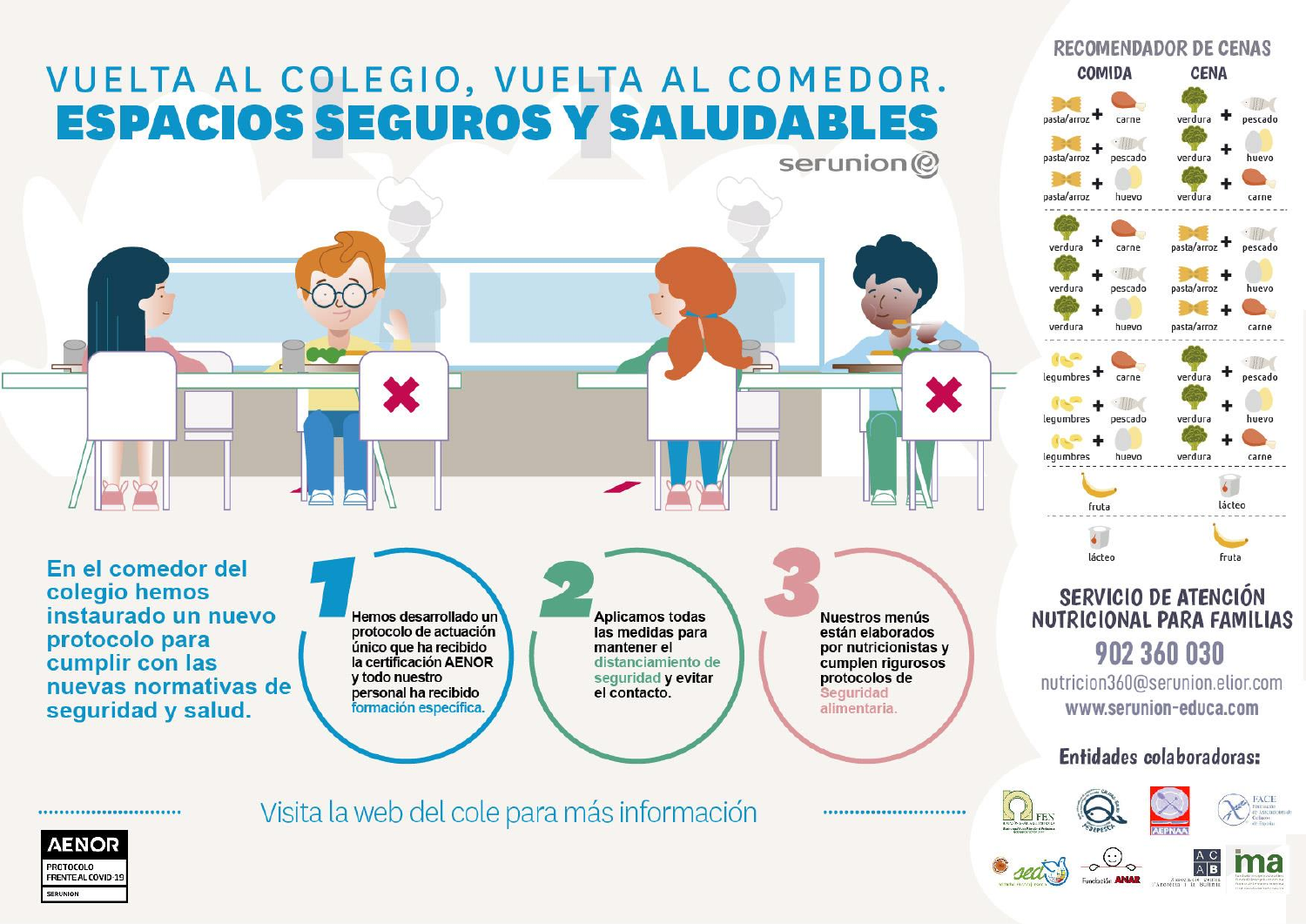# VUELTA AL COLEGIO, VUELTA AL COMEDOR.
# ESPACIOS SEGUROS Y SALUDABLES

serunion

**En el comedor del colegio hemos instaurado un nuevo protocolo para cumplir con las nuevas normativas de seguridad y salud.**

**1** Hemos desarrollado un protocolo de actuación único que ha recibido la certificación AENOR y todo nuestro personal ha recibido formación específica.

**2** Aplicamos todas las medidas para mantener el distanciamiento de seguridad y evitar el contacto.

**3** Nuestros menús están elaborados por nutricionistas y cumplen rigurosos protocolos de Seguridad alimentaria.

Visita la web del cole para más información

AENOR
PROTOCOLO FRENTE AL COVID-19
SERUNION

## RECOMENDADOR DE CENAS

| COMIDA | CENA |
|---|---|
| pasta/arroz + carne | verdura + pescado |
| pasta/arroz + pescado | verdura + huevo |
| pasta/arroz + huevo | verdura + carne |
| verdura + carne | pasta/arroz + pescado |
| verdura + pescado | pasta/arroz + huevo |
| verdura + huevo | pasta/arroz + carne |
| legumbres + carne | verdura + pescado |
| legumbres + pescado | verdura + huevo |
| legumbres + huevo | verdura + carne |
| fruta | lácteo |
| lácteo | fruta |

## SERVICIO DE ATENCIÓN NUTRICIONAL PARA FAMILIAS

**902 360 030**

nutricion360@serunion.elior.com

www.serunion-educa.com

**Entidades colaboradoras:**

FEN, FESPESCA, AEPNAA, FACE, sed, Fundación ANAR, ACAB, ima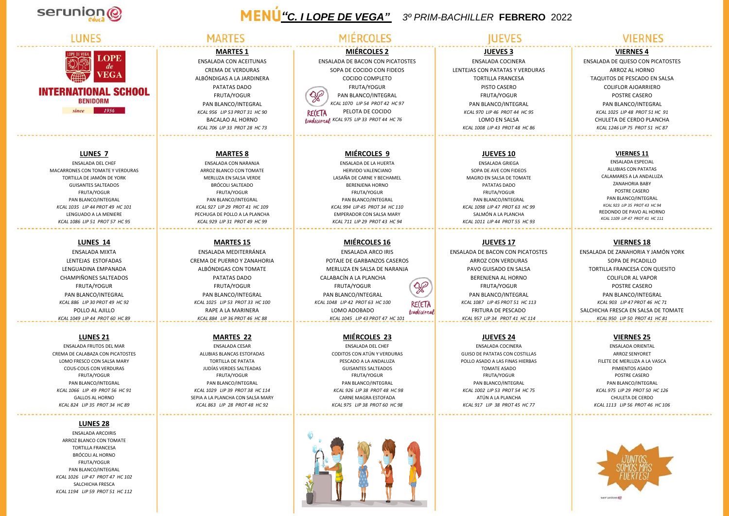# MENÚ *"C. I LOPE DE VEGA"* *3º PRIM-BACHILLER* **FEBRERO** 2022

serunion educa

LOPE de VEGA INTERNATIONAL SCHOOL BENIDORM since 1956

| LUNES | MARTES | MIÉRCOLES | JUEVES | VIERNES |
|---|---|---|---|---|
| | **MARTES 1**<br>ENSALADA CON ACEITUNAS<br>CREMA DE VERDURAS<br>ALBÓNDIGAS A LA JARDINERA<br>PATATAS DADO<br>FRUTA/YOGUR<br>PAN BLANCO/INTEGRAL<br>*KCAL 956 LIP 53 PROT 31 HC 90*<br>BACALAO AL HORNO<br>*KCAL 706 LIP 33 PROT 28 HC 73* | **MIÉRCOLES 2**<br>ENSALADA DE BACON CON PICATOSTES<br>SOPA DE COCIDO CON FIDEOS<br>COCIDO COMPLETO<br>FRUTA/YOGUR<br>PAN BLANCO/INTEGRAL<br>*KCAL 1070 LIP 54 PROT 42 HC 97*<br>PELOTA DE COCIDO<br>*KCAL 975 LIP 33 PROT 44 HC 76*<br>RECETA tradicional | **JUEVES 3**<br>ENSALADA COCINERA<br>LENTEJAS CON PATATAS Y VERDURAS<br>TORTILLA FRANCESA<br>PISTO CASERO<br>FRUTA/YOGUR<br>PAN BLANCO/INTEGRAL<br>*KCAL 970 LIP 46 PROT 44 HC 95*<br>LOMO EN SALSA<br>*KCAL 1008 LIP 43 PROT 48 HC 86* | **VIERNES 4**<br>ENSALADA DE QUESO CON PICATOSTES<br>ARROZ AL HORNO<br>TAQUITOS DE PESCADO EN SALSA<br>COLIFLOR AJOARRIERO<br>POSTRE CASERO<br>PAN BLANCO/INTEGRAL<br>*KCAL 1025 LIP 48 PROT 51 HC 91*<br>CHULETA DE CERDO PLANCHA<br>*KCAL 1246 LIP 75 PROT 51 HC 87* |
| **LUNES 7**<br>ENSALADA DEL CHEF<br>MACARRONES CON TOMATE Y VERDURAS<br>TORTILLA DE JAMÓN DE YORK<br>GUISANTES SALTEADOS<br>FRUTA/YOGUR<br>PAN BLANCO/INTEGRAL<br>*KCAL 1035 LIP 44 PROT 49 HC 101*<br>LENGUADO A LA MENIERE<br>*KCAL 1086 LIP 51 PROT 57 HC 95* | **MARTES 8**<br>ENSALADA CON NARANJA<br>ARROZ BLANCO CON TOMATE<br>MERLUZA EN SALSA VERDE<br>BRÓCOLI SALTEADO<br>FRUTA/YOGUR<br>PAN BLANCO/INTEGRAL<br>*KCAL 927 LIP 29 PROT 41 HC 109*<br>PECHUGA DE POLLO A LA PLANCHA<br>*KCAL 929 LIP 31 PROT 49 HC 99* | **MIÉRCOLES 9**<br>ENSALADA DE LA HUERTA<br>HERVIDO VALENCIANO<br>LASAÑA DE CARNE Y BECHAMEL<br>BERENJENA HORNO<br>FRUTA/YOGUR<br>PAN BLANCO/INTEGRAL<br>*KCAL 994 LIP 45 PROT 34 HC 110*<br>EMPERADOR CON SALSA MARY<br>*KCAL 711 LIP 29 PROT 43 HC 94* | **JUEVES 10**<br>ENSALADA GRIEGA<br>SOPA DE AVE CON FIDEOS<br>MAGRO EN SALSA DE TOMATE<br>PATATAS DADO<br>FRUTA/YOGUR<br>PAN BLANCO/INTEGRAL<br>*KCAL 1098 LIP 47 PROT 63 HC 99*<br>SALMÓN A LA PLANCHA<br>*KCAL 1011 LIP 44 PROT 55 HC 93* | **VIERNES 11**<br>ENSALADA ESPECIAL<br>ALUBIAS CON PATATAS<br>CALAMARES A LA ANDALUZA<br>ZANAHORIA BABY<br>POSTRE CASERO<br>PAN BLANCO/INTEGRAL<br>*KCAL 923 LIP 35 PROT 43 HC 94*<br>REDONDO DE PAVO AL HORNO<br>*KCAL 1109 LIP 47 PROT 41 HC 111* |
| **LUNES 14**<br>ENSALADA MIXTA<br>LENTEJAS ESTOFADAS<br>LENGUADINA EMPANADA<br>CHAMPIÑONES SALTEADOS<br>FRUTA/YOGUR<br>PAN BLANCO/INTEGRAL<br>*KCAL 886 LIP 30 PROT 49 HC 92*<br>POLLO AL AJILLO<br>*KCAL 1049 LIP 44 PROT 60 HC 89* | **MARTES 15**<br>ENSALADA MEDITERRÁNEA<br>CREMA DE PUERRO Y ZANAHORIA<br>ALBÓNDIGAS CON TOMATE<br>PATATAS DADO<br>FRUTA/YOGUR<br>PAN BLANCO/INTEGRAL<br>*KCAL 1025 LIP 53 PROT 33 HC 100*<br>RAPE A LA MARINERA<br>*KCAL 884 LIP 36 PROT 46 HC 88* | **MIÉRCOLES 16**<br>ENSALADA ARCO IRIS<br>POTAJE DE GARBANZOS CASEROS<br>MERLUZA EN SALSA DE NARANJA<br>CALABACÍN A LA PLANCHA<br>FRUTA/YOGUR<br>PAN BLANCO/INTEGRAL<br>*KCAL 1048 LIP 42 PROT 63 HC 100*<br>LOMO ADOBADO<br>*KCAL 1045 LIP 43 PROT 47 HC 101*<br>RECETA tradicional | **JUEVES 17**<br>ENSALADA DE BACON CON PICATOSTES<br>ARROZ CON VERDURAS<br>PAVO GUISADO EN SALSA<br>BERENJENA AL HORNO<br>FRUTA/YOGUR<br>PAN BLANCO/INTEGRAL<br>*KCAL 1087 LIP 45 PROT 51 HC 113*<br>FRITURA DE PESCADO<br>*KCAL 957 LIP 34 PROT 41 HC 114* | **VIERNES 18**<br>ENSALADA DE ZANAHORIA Y JAMÓN YORK<br>SOPA DE PICADILLO<br>TORTILLA FRANCESA CON QUESITO<br>COLIFLOR AL VAPOR<br>POSTRE CASERO<br>PAN BLANCO/INTEGRAL<br>*KCAL 903 LIP 47 PROT 46 HC 71*<br>SALCHICHA FRESCA EN SALSA DE TOMATE<br>*KCAL 950 LIP 50 PROT 41 HC 81* |
| **LUNES 21**<br>ENSALADA FRUTOS DEL MAR<br>CREMA DE CALABAZA CON PICATOSTES<br>LOMO FRESCO CON SALSA MARY<br>COUS-COUS CON VERDURAS<br>FRUTA/YOGUR<br>PAN BLANCO/INTEGRAL<br>*KCAL 1066 LIP 49 PROT 56 HC 91*<br>GALLOS AL HORNO<br>*KCAL 824 LIP 35 PROT 34 HC 89* | **MARTES 22**<br>ENSALADA CESAR<br>ALUBIAS BLANCAS ESTOFADAS<br>TORTILLA DE PATATA<br>JUDÍAS VERDES SALTEADAS<br>FRUTA/YOGUR<br>PAN BLANCO/INTEGRAL<br>*KCAL 1029 LIP 39 PROT 38 HC 114*<br>SEPIA A LA PLANCHA CON SALSA MARY<br>*KCAL 863 LIP 28 PROT 48 HC 92* | **MIÉRCOLES 23**<br>ENSALADA DEL CHEF<br>CODITOS CON ATÚN Y VERDURAS<br>PESCADO A LA ANDALUZA<br>GUISANTES SALTEADOS<br>FRUTA/YOGUR<br>PAN BLANCO/INTEGRAL<br>*KCAL 926 LIP 38 PROT 48 HC 98*<br>CARNE MAGRA ESTOFADA<br>*KCAL 975 LIP 38 PROT 60 HC 98* | **JUEVES 24**<br>ENSALADA COCINERA<br>GUISO DE PATATAS CON COSTILLAS<br>POLLO ASADO A LAS FINAS HIERBAS<br>TOMATE ASADO<br>FRUTA/YOGUR<br>PAN BLANCO/INTEGRAL<br>*KCAL 1002 LIP 53 PROT 54 HC 75*<br>ATÚN A LA PLANCHA<br>*KCAL 917 LIP 38 PROT 45 HC 77* | **VIERNES 25**<br>ENSALADA ORIENTAL<br>ARROZ SENYORET<br>FILETE DE MERLUZA A LA VASCA<br>PIMIENTOS ASADO<br>POSTRE CASERO<br>PAN BLANCO/INTEGRAL<br>*KCAL 975 LIP 29 PROT 50 HC 126*<br>CHULETA DE CERDO<br>*KCAL 1113 LIP 56 PROT 46 HC 106* |
| **LUNES 28**<br>ENSALADA ARCOIRIS<br>ARROZ BLANCO CON TOMATE<br>TORTILLA FRANCESA<br>BRÓCOLI AL HORNO<br>FRUTA/YOGUR<br>PAN BLANCO/INTEGRAL<br>*KCAL 1026 LIP 47 PROT 47 HC 102*<br>SALCHICHA FRESCA<br>*KCAL 1194 LIP 59 PROT 51 HC 112* | | | | |

¡JUNTOS, SOMOS MÁS FUERTES!

serunion